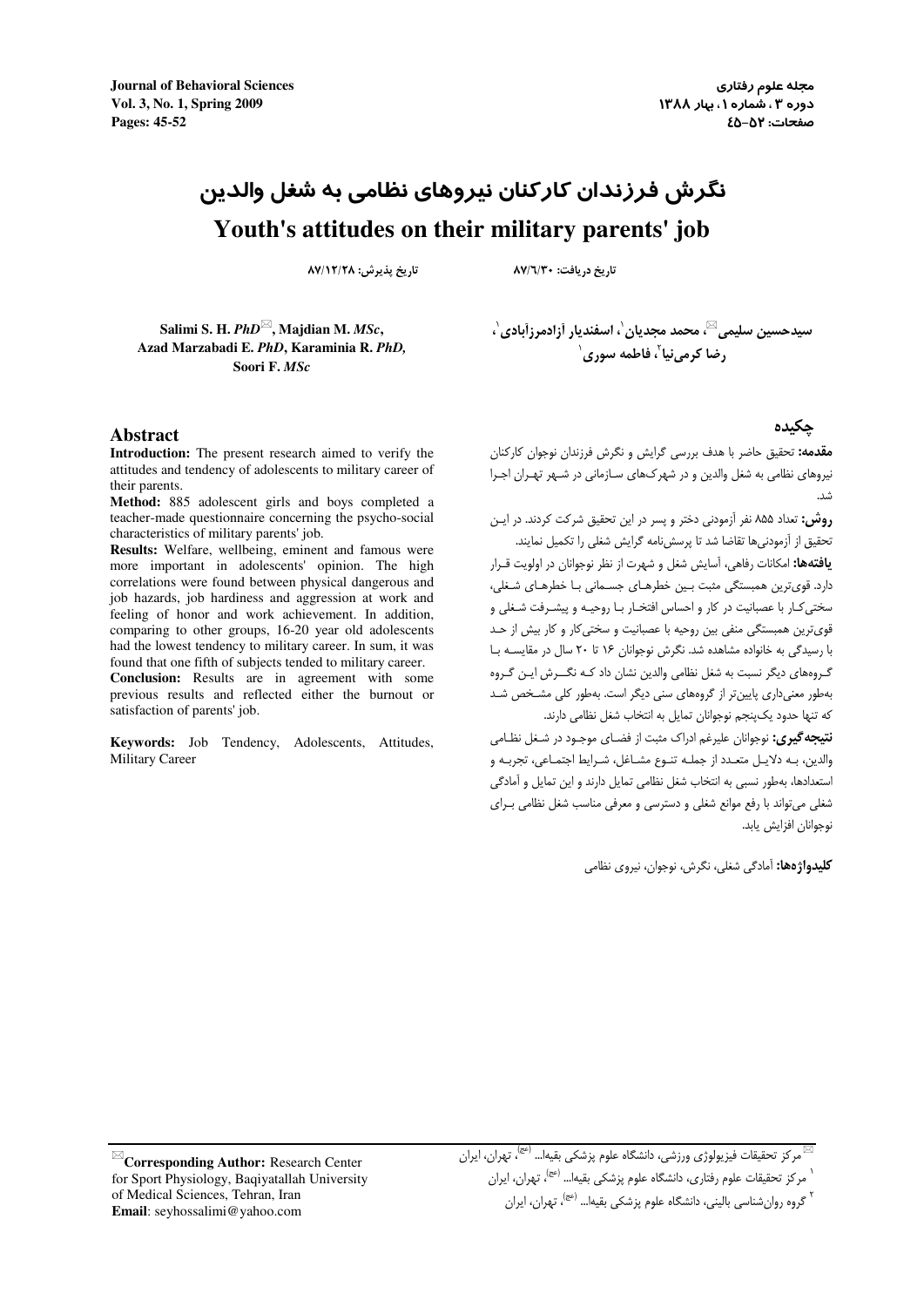# نگرش فرزندان کارکنان نیروهای نظامی به شغل والدین

# Youth's attitudes on their military parents' job

تاریخ دریافت: ۸۷/۶/۳۰ تاریخ پذیرش: ۸۷/۱۲/۲۸

سیدحسین سلیمی✉، محمد مجدیان[۱]، اسفندیار آزادمرزآبادی[۱]، رضا کرمی‌نیا[۲]، فاطمه سوری[۱]

**Salimi S. H.** *PhD*✉, **Majdian M.** *MSc*, **Azad Marzabadi E.** *PhD*, **Karaminia R.** *PhD*, **Soori F.** *MSc*

## چکیده

**مقدمه:** تحقیق حاضر با هدف بررسی گرایش و نگرش فرزندان نوجوان کارکنان نیروهای نظامی به شغل والدین و در شهرک‌های سازمانی در شهر تهران اجرا شد.

**روش:** تعداد ۸۵۵ نفر آزمودنی دختر و پسر در این تحقیق شرکت کردند. در این تحقیق از آزمودنی‌ها تقاضا شد تا پرسش‌نامه گرایش شغلی را تکمیل نمایند.

**یافته‌ها:** امکانات رفاهی، آسایش شغل و شهرت از نظر نوجوانان در اولویت قرار دارد. قوی‌ترین همبستگی مثبت بین خطرهای جسمانی با خطرهای شغلی، سختی‌کار با عصبانیت در کار و احساس افتخار با روحیه و پیشرفت شغلی و قوی‌ترین همبستگی منفی بین روحیه با عصبانیت و سختی‌کار و کار بیش از حد با رسیدگی به خانواده مشاهده شد. نگرش نوجوانان ۱۶ تا ۲۰ سال در مقایسه با گروه‌های دیگر نسبت به شغل نظامی والدین نشان داد که نگرش این گروه به‌طور معنی‌داری پایین‌تر از گروه‌های سنی دیگر است. به‌طور کلی مشخص شد که تنها حدود یک‌پنجم نوجوانان تمایل به انتخاب شغل نظامی دارند.

**نتیجه‌گیری:** نوجوانان علیرغم ادراک مثبت از فضای موجود در شغل نظامی والدین، به دلایل متعدد از جمله تنوع مشاغل، شرایط اجتماعی، تجربه و استعدادها، به‌طور نسبی به انتخاب شغل نظامی تمایل دارند و این تمایل و آمادگی شغلی می‌تواند با رفع موانع شغلی و دسترسی و معرفی مناسب شغل نظامی برای نوجوانان افزایش یابد.

**کلیدواژه‌ها:** آمادگی شغلی، نگرش، نوجوان، نیروی نظامی

## Abstract

**Introduction:** The present research aimed to verify the attitudes and tendency of adolescents to military career of their parents.

**Method:** 885 adolescent girls and boys completed a teacher-made questionnaire concerning the psycho-social characteristics of military parents' job.

**Results:** Welfare, wellbeing, eminent and famous were more important in adolescents' opinion. The high correlations were found between physical dangerous and job hazards, job hardiness and aggression at work and feeling of honor and work achievement. In addition, comparing to other groups, 16-20 year old adolescents had the lowest tendency to military career. In sum, it was found that one fifth of subjects tended to military career.

**Conclusion:** Results are in agreement with some previous results and reflected either the burnout or satisfaction of parents' job.

**Keywords:** Job Tendency, Adolescents, Attitudes, Military Career

---

✉ مرکز تحقیقات فیزیولوژی ورزشی، دانشگاه علوم پزشکی بقیه‌ا... (عج)، تهران، ایران

[۱] مرکز تحقیقات علوم رفتاری، دانشگاه علوم پزشکی بقیه‌ا... (عج)، تهران، ایران

[۲] گروه روان‌شناسی بالینی، دانشگاه علوم پزشکی بقیه‌ا... (عج)، تهران، ایران

✉**Corresponding Author:** Research Center for Sport Physiology, Baqiyatallah University of Medical Sciences, Tehran, Iran
**Email**: seyhossalimi@yahoo.com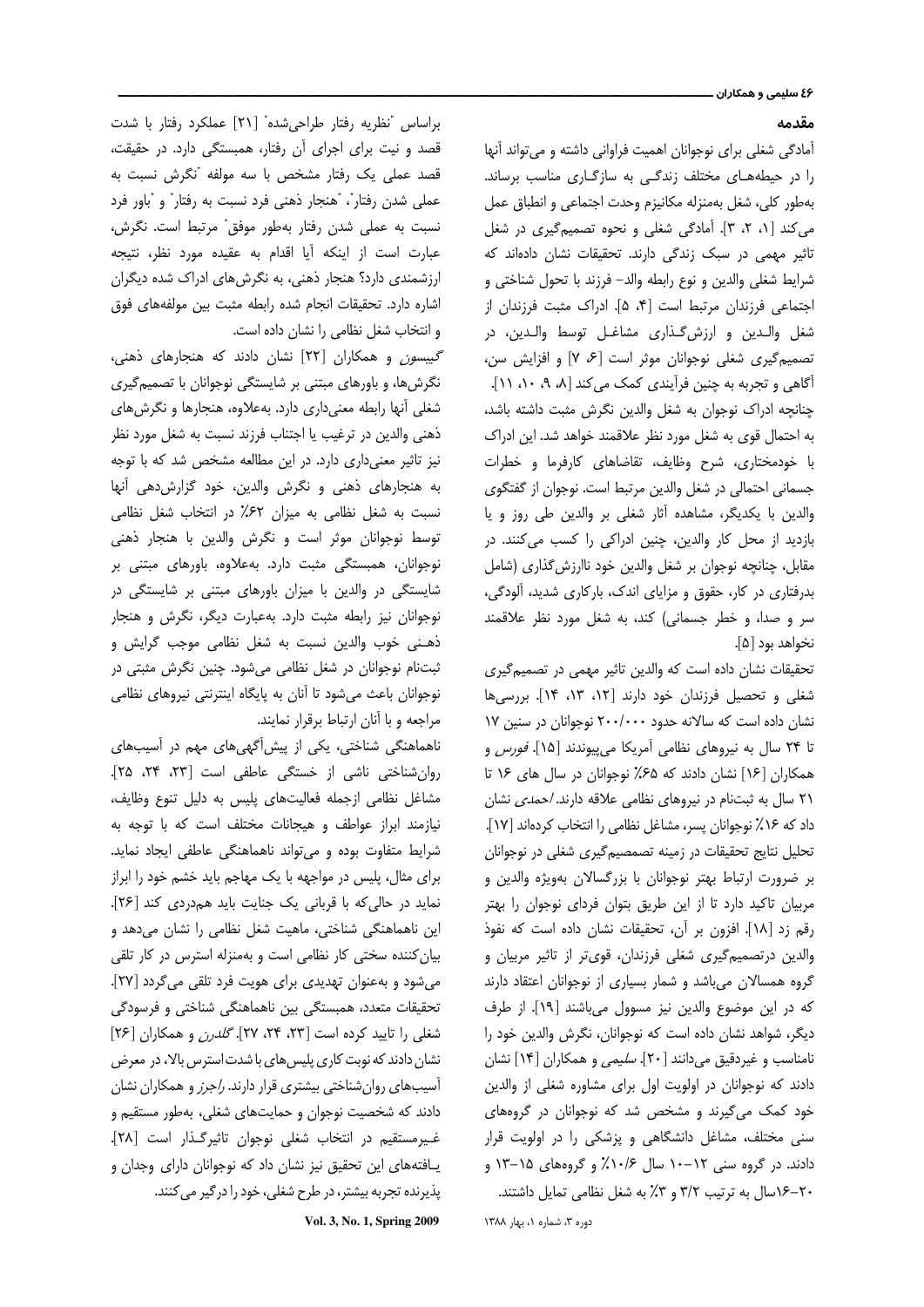## مقدمه

آمادگی شغلی برای نوجوانان اهمیت فراوانی داشته و می‌تواند آنها را در حیطه‌های مختلف زندگی به سازگاری مناسب برساند. به‌طور کلی، شغل به‌منزله مکانیزم وحدت اجتماعی و انطباق عمل می‌کند [۱، ۲، ۳]. آمادگی شغلی و نحوه تصمیم‌گیری در شغل تاثیر مهمی در سبک زندگی دارند. تحقیقات نشان داده‌اند که شرایط شغلی والدین و نوع رابطه والد- فرزند با تحول شناختی و اجتماعی فرزندان مرتبط است [۴، ۵]. ادراک مثبت فرزندان از شغل والدین و ارزش‌گذاری مشاغل توسط والدین، در تصمیم‌گیری شغلی نوجوانان موثر است [۶، ۷] و افزایش سن، آگاهی و تجربه به چنین فرآیندی کمک می‌کند [۸، ۹، ۱۰، ۱۱]. چنانچه ادراک نوجوان به شغل والدین نگرش مثبت داشته باشد، به احتمال قوی به شغل مورد نظر علاقمند خواهد شد. این ادراک با خودمختاری، شرح وظایف، تقاضاهای کارفرما و خطرات جسمانی احتمالی در شغل والدین مرتبط است. نوجوان از گفتگوی والدین با یکدیگر، مشاهده آثار شغلی بر والدین طی روز و یا بازدید از محل کار والدین، چنین ادراکی را کسب می‌کنند. در مقابل، چنانچه نوجوان بر شغل والدین خود ناارزش‌گذاری (شامل بدرفتاری در کار، حقوق و مزایای اندک، بارکاری شدید، آلودگی، سر و صدا، و خطر جسمانی) کند، به شغل مورد نظر علاقمند نخواهد بود [۵].

تحقیقات نشان داده است که والدین تاثیر مهمی در تصمیم‌گیری شغلی و تحصیل فرزندان خود دارند [۱۲، ۱۳، ۱۴]. بررسی‌ها نشان داده است که سالانه حدود ۲۰۰/۰۰۰ نوجوانان در سنین ۱۷ تا ۲۴ سال به نیروهای نظامی آمریکا می‌پیوندند [۱۵]. *فورس* و همکاران [۱۶] نشان دادند که ۶۵٪ نوجوانان در سال های ۱۶ تا ۲۱ سال به ثبت‌نام در نیروهای نظامی علاقه دارند. *احمدی* نشان داد که ۱۶٪ نوجوانان پسر، مشاغل نظامی را انتخاب کرده‌اند [۱۷]. تحلیل نتایج تحقیقات در زمینه تصمصیم‌گیری شغلی در نوجوانان بر ضرورت ارتباط بهتر نوجوانان با بزرگسالان به‌ویژه والدین و مربیان تاکید دارد تا از این طریق بتوان فردای نوجوان را بهتر رقم زد [۱۸]. افزون بر آن، تحقیقات نشان داده است که نفوذ والدین درتصمیم‌گیری شغلی فرزندان، قوی‌تر از تاثیر مربیان و گروه همسالان می‌باشد و شمار بسیاری از نوجوانان اعتقاد دارند که در این موضوع والدین نیز مسوول می‌باشند [۱۹]. از طرف دیگر، شواهد نشان داده است که نوجوانان، نگرش والدین خود را نامناسب و غیردقیق می‌دانند [۲۰]. *سلیمی* و همکاران [۱۴] نشان دادند که نوجوانان در اولویت اول برای مشاوره شغلی از والدین خود کمک می‌گیرند و مشخص شد که نوجوانان در گروه‌های سنی مختلف، مشاغل دانشگاهی و پزشکی را در اولویت قرار دادند. در گروه سنی ۱۲-۱۰ سال ۱۰/۶٪ و گروه‌های ۱۵-۱۳ و ۲۰-۱۶سال به ترتیب ۳/۲ و ۳٪ به شغل نظامی تمایل داشتند.

براساس "نظریه رفتار طراحی‌شده" [۲۱] عملکرد رفتار با شدت قصد و نیت برای اجرای آن رفتار، همبستگی دارد. در حقیقت، قصد عملی یک رفتار مشخص با سه مولفه "نگرش نسبت به عملی شدن رفتار"، "هنجار ذهنی فرد نسبت به رفتار" و "باور فرد نسبت به عملی شدن رفتار به‌طور موفق" مرتبط است. نگرش، عبارت است از اینکه آیا اقدام به عقیده مورد نظر، نتیجه ارزشمندی دارد؟ هنجار ذهنی، به نگرش‌های ادراک شده دیگران اشاره دارد. تحقیقات انجام شده رابطه مثبت بین مولفه‌های فوق و انتخاب شغل نظامی را نشان داده است.

*گیبسون* و همکاران [۲۲] نشان دادند که هنجارهای ذهنی، نگرش‌ها، و باورهای مبتنی بر شایستگی نوجوانان با تصمیم‌گیری شغلی آنها رابطه معنی‌داری دارد. به‌علاوه، هنجارها و نگرش‌های ذهنی والدین در ترغیب یا اجتناب فرزند نسبت به شغل مورد نظر نیز تاثیر معنی‌داری دارد. در این مطالعه مشخص شد که با توجه به هنجارهای ذهنی و نگرش والدین، خود گزارش‌دهی آنها نسبت به شغل نظامی به میزان ۶۲٪ در انتخاب شغل نظامی توسط نوجوانان موثر است و نگرش والدین با هنجار ذهنی نوجوانان، همبستگی مثبت دارد. به‌علاوه، باورهای مبتنی بر شایستگی در والدین با میزان باورهای مبتنی بر شایستگی در نوجوانان نیز رابطه مثبت دارد. به‌عبارت دیگر، نگرش و هنجار ذهنی خوب والدین نسبت به شغل نظامی موجب گرایش و ثبت‌نام نوجوانان در شغل نظامی می‌شود. چنین نگرش مثبتی در نوجوانان باعث می‌شود تا آنان به پایگاه اینترنتی نیروهای نظامی مراجعه و با آنان ارتباط برقرار نمایند.

ناهماهنگی شناختی، یکی از پیش‌آگهی‌های مهم در آسیب‌های روان‌شناختی ناشی از خستگی عاطفی است [۲۳، ۲۴، ۲۵]. مشاغل نظامی ازجمله فعالیت‌های پلیس به دلیل تنوع وظایف، نیازمند ابراز عواطف و هیجانات مختلف است که با توجه به شرایط متفاوت بوده و می‌تواند ناهماهنگی عاطفی ایجاد نماید. برای مثال، پلیس در مواجهه با یک مهاجم باید خشم خود را ابراز نماید در حالی‌که با قربانی یک جنایت باید همدردی کند [۲۶]. این ناهماهنگی شناختی، ماهیت شغل نظامی را نشان می‌دهد و بیان‌کننده سختی کار نظامی است و به‌منزله استرس در کار تلقی می‌شود و به‌عنوان تهدیدی برای هویت فرد تلقی می‌گردد [۲۷]. تحقیقات متعدد، همبستگی بین ناهماهنگی شناختی و فرسودگی شغلی را تایید کرده است [۲۳، ۲۴، ۲۷]. *گلدرن* و همکاران [۲۶] نشان دادند که نوبت کاری پلیس‌های با شدت استرس بالا، در معرض آسیب‌های روان‌شناختی بیشتری قرار دارند. *راجرز* و همکاران نشان دادند که شخصیت نوجوان و حمایت‌های شغلی، به‌طور مستقیم و غیرمستقیم در انتخاب شغلی نوجوان تاثیرگذار است [۲۸]. یافته‌های این تحقیق نیز نشان داد که نوجوانان دارای وجدان و پذیرنده تجربه بیشتر، در طرح شغلی، خود را درگیر می‌کنند.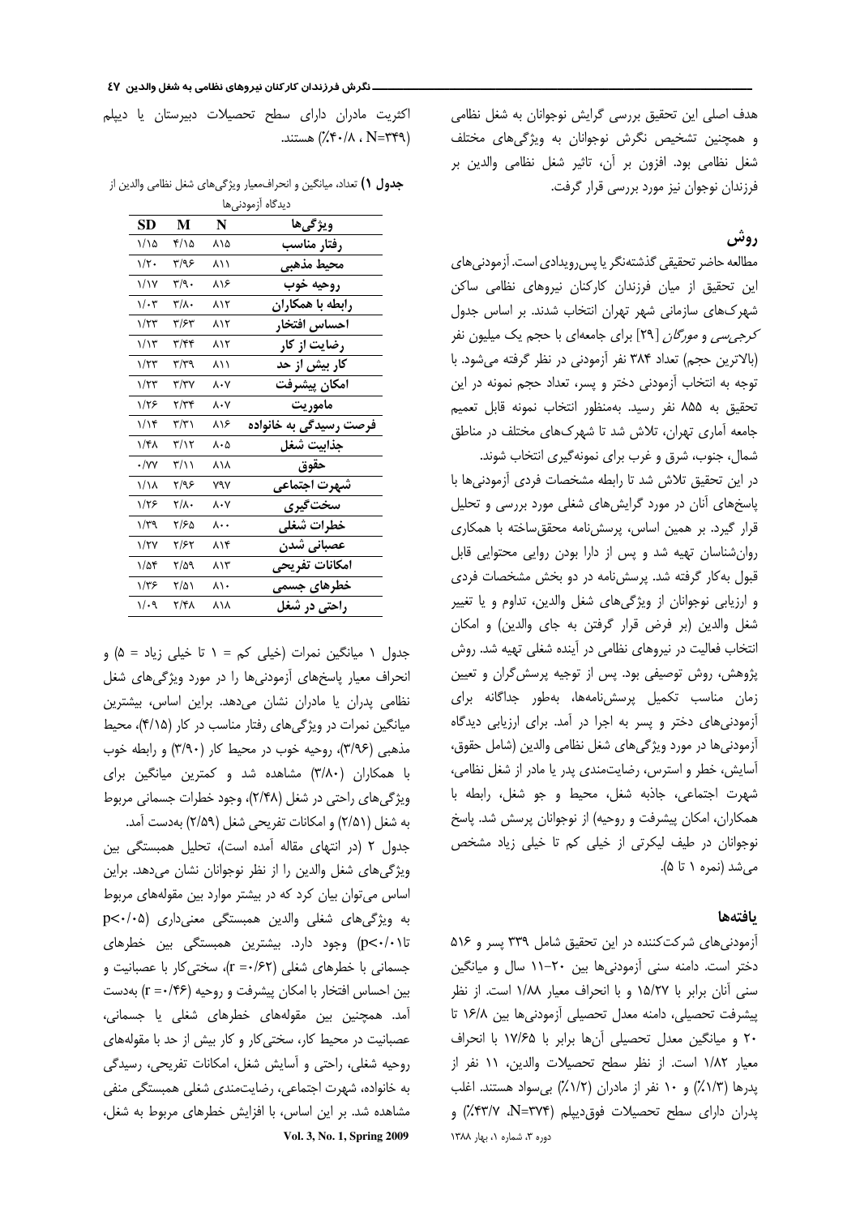هدف اصلی این تحقیق بررسی گرایش نوجوانان به شغل نظامی و همچنین تشخیص نگرش نوجوانان به ویژگی‌های مختلف شغل نظامی بود. افزون بر آن، تاثیر شغل نظامی والدین بر فرزندان نوجوان نیز مورد بررسی قرار گرفت.

## روش

مطالعه حاضر تحقیقی گذشته‌نگر یا پس‌رویدادی است. آزمودنی‌های این تحقیق از میان فرزندان کارکنان نیروهای نظامی ساکن شهرک‌های سازمانی شهر تهران انتخاب شدند. بر اساس جدول *کرجی‌سی و مورگان* [۲۹] برای جامعه‌ای با حجم یک میلیون نفر (بالاترین حجم) تعداد ۳۸۴ نفر آزمودنی در نظر گرفته می‌شود. با توجه به انتخاب آزمودنی دختر و پسر، تعداد حجم نمونه در این تحقیق به ۸۵۵ نفر رسید. به‌منظور انتخاب نمونه قابل تعمیم جامعه آماری تهران، تلاش شد تا شهرک‌های مختلف در مناطق شمال، جنوب، شرق و غرب برای نمونه‌گیری انتخاب شوند.

در این تحقیق تلاش شد تا رابطه مشخصات فردی آزمودنی‌ها با پاسخ‌های آنان در مورد گرایش‌های شغلی مورد بررسی و تحلیل قرار گیرد. بر همین اساس، پرسش‌نامه محقق‌ساخته با همکاری روان‌شناسان تهیه شد و پس از دارا بودن روایی محتوایی قابل قبول به‌کار گرفته شد. پرسش‌نامه در دو بخش مشخصات فردی و ارزیابی نوجوانان از ویژگی‌های شغل والدین، تداوم و یا تغییر شغل والدین (بر فرض قرار گرفتن به جای والدین) و امکان انتخاب فعالیت در نیروهای نظامی در آینده شغلی تهیه شد. روش پژوهش، روش توصیفی بود. پس از توجیه پرسش‌گران و تعیین زمان مناسب تکمیل پرسش‌نامه‌ها، به‌طور جداگانه برای آزمودنی‌های دختر و پسر به اجرا در آمد. برای ارزیابی دیدگاه آزمودنی‌ها در مورد ویژگی‌های شغل نظامی والدین (شامل حقوق، آسایش، خطر و استرس، رضایت‌مندی پدر یا مادر از شغل نظامی، شهرت اجتماعی، جاذبه شغل، محیط و جو شغل، رابطه با همکاران، امکان پیشرفت و روحیه) از نوجوانان پرسش شد. پاسخ نوجوانان در طیف لیکرتی از خیلی کم تا خیلی زیاد مشخص می‌شد (نمره ۱ تا ۵).

## یافته‌ها

آزمودنی‌های شرکت‌کننده در این تحقیق شامل ۳۳۹ پسر و ۵۱۶ دختر است. دامنه سنی آزمودنی‌ها بین ۲۰-۱۱ سال و میانگین سنی آنان برابر با ۱۵/۲۷ و با انحراف معیار ۱/۸۸ است. از نظر پیشرفت تحصیلی، دامنه معدل تحصیلی آزمودنی‌ها بین ۱۶/۸ تا ۲۰ و میانگین معدل تحصیلی آن‌ها برابر با ۱۷/۶۵ با انحراف معیار ۱/۸۲ است. از نظر سطح تحصیلات والدین، ۱۱ نفر از پدرها (۱/۳٪) و ۱۰ نفر از مادران (۱/۲٪) بی‌سواد هستند. اغلب پدران دارای سطح تحصیلات فوق‌دیپلم (N=۳۷۴، ۴۳/۷٪) و اکثریت مادران دارای سطح تحصیلات دبیرستان یا دیپلم (N=۳۴۹، ۴۰/۸٪) هستند.

**جدول ۱)** تعداد، میانگین و انحراف‌معیار ویژگی‌های شغل نظامی والدین از دیدگاه آزمودنی‌ها

| ویژگی‌ها | N | M | SD |
|---|---|---|---|
| رفتار مناسب | ۸۱۵ | ۴/۱۵ | ۱/۱۵ |
| محیط مذهبی | ۸۱۱ | ۳/۹۶ | ۱/۲۰ |
| روحیه خوب | ۸۱۶ | ۳/۹۰ | ۱/۱۷ |
| رابطه با همکاران | ۸۱۲ | ۳/۸۰ | ۱/۰۳ |
| احساس افتخار | ۸۱۲ | ۳/۶۳ | ۱/۲۳ |
| رضایت از کار | ۸۱۲ | ۳/۴۴ | ۱/۱۳ |
| کار بیش از حد | ۸۱۱ | ۳/۳۹ | ۱/۲۳ |
| امکان پیشرفت | ۸۰۷ | ۳/۳۷ | ۱/۲۳ |
| ماموریت | ۸۰۷ | ۳/۳۴ | ۱/۲۶ |
| فرصت رسیدگی به خانواده | ۸۱۶ | ۳/۳۱ | ۱/۱۴ |
| جذابیت شغل | ۸۰۵ | ۳/۱۲ | ۱/۴۸ |
| حقوق | ۸۱۸ | ۳/۱۱ | ۰/۷۷ |
| شهرت اجتماعی | ۷۹۷ | ۲/۹۶ | ۱/۱۸ |
| سخت‌گیری | ۸۰۷ | ۲/۸۰ | ۱/۲۶ |
| خطرات شغلی | ۸۰۰ | ۲/۶۵ | ۱/۳۹ |
| عصبانی شدن | ۸۱۴ | ۲/۶۲ | ۱/۲۷ |
| امکانات تفریحی | ۸۱۳ | ۲/۵۹ | ۱/۵۴ |
| خطرهای جسمی | ۸۱۰ | ۲/۵۱ | ۱/۳۶ |
| راحتی در شغل | ۸۱۸ | ۲/۴۸ | ۱/۰۹ |

جدول ۱ میانگین نمرات (خیلی کم = ۱ تا خیلی زیاد = ۵) و انحراف معیار پاسخ‌های آزمودنی‌ها را در مورد ویژگی‌های شغل نظامی پدران یا مادران نشان می‌دهد. براین اساس، بیشترین میانگین نمرات در ویژگی‌های رفتار مناسب در کار (۴/۱۵)، محیط مذهبی (۳/۹۶)، روحیه خوب در محیط کار (۳/۹۰) و رابطه خوب با همکاران (۳/۸۰) مشاهده شد و کمترین میانگین برای ویژگی‌های راحتی در شغل (۲/۴۸)، وجود خطرات جسمانی مربوط به شغل (۲/۵۱) و امکانات تفریحی شغل (۲/۵۹) به‌دست آمد.

جدول ۲ (در انتهای مقاله آمده است)، تحلیل همبستگی بین ویژگی‌های شغل والدین را از نظر نوجوانان نشان می‌دهد. براین اساس می‌توان بیان کرد که در بیشتر موارد بین مقوله‌های مربوط به ویژگی‌های شغلی والدین همبستگی معنی‌داری ($p<0.05$ تا $p<0.01$) وجود دارد. بیشترین همبستگی بین خطرهای جسمانی با خطرهای شغلی ($r = 0.62$)، سختی‌کار با عصبانیت و بین احساس افتخار با امکان پیشرفت و روحیه ($r = 0.46$) به‌دست آمد. همچنین بین مقوله‌های خطرهای شغلی یا جسمانی، عصبانیت در محیط کار، سختی‌کار و کار بیش از حد با مقوله‌های روحیه شغلی، راحتی و آسایش شغل، امکانات تفریحی، رسیدگی به خانواده، شهرت اجتماعی، رضایت‌مندی شغلی همبستگی منفی مشاهده شد. بر این اساس، با افزایش خطرهای مربوط به شغل،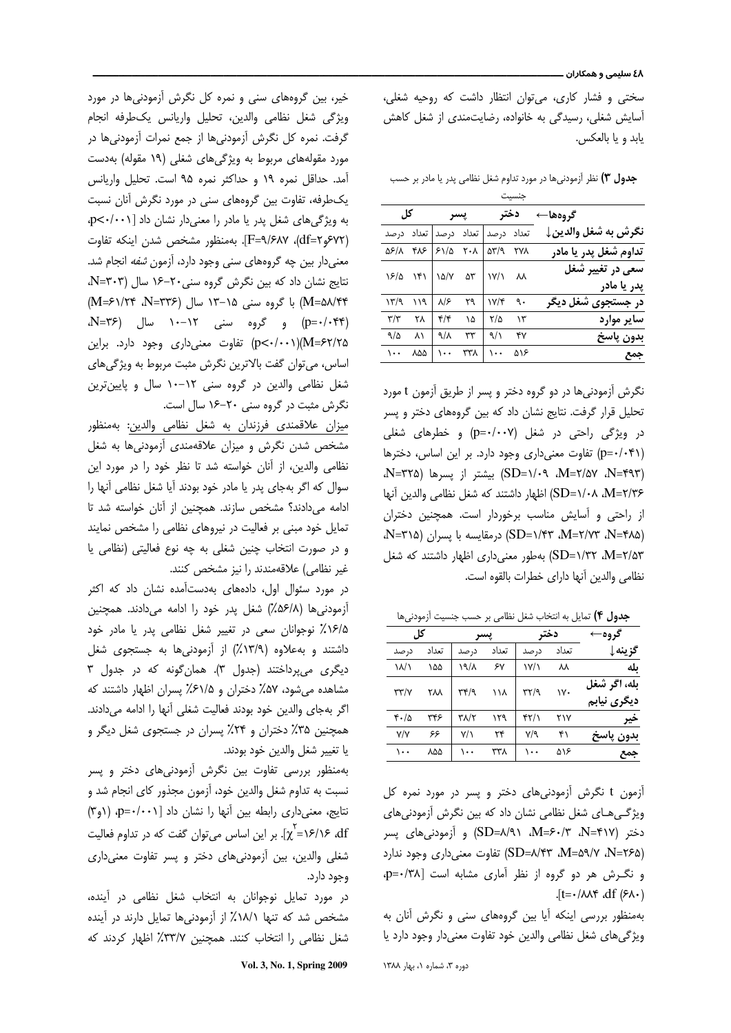سختی و فشار کاری، می‌توان انتظار داشت که روحیه شغلی، آسایش شغلی، رسیدگی به خانواده، رضایت‌مندی از شغل کاهش یابد و یا بالعکس.

**جدول ۳)** نظر آزمودنی‌ها در مورد تداوم شغل نظامی پدر یا مادر بر حسب جنسیت

| گروه‌ها← | دختر | | پسر | | کل | |
|---|---|---|---|---|---|---|
| **نگرش به شغل والدین↓** | تعداد | درصد | تعداد | درصد | تعداد | درصد |
| **تداوم شغل پدر یا مادر** | ۲۷۸ | ۵۳/۹ | ۲۰۸ | ۶۱/۵ | ۴۸۶ | ۵۶/۸ |
| **سعی در تغییر شغل پدر یا مادر** | ۸۸ | ۱۷/۱ | ۵۳ | ۱۵/۷ | ۱۴۱ | ۱۶/۵ |
| **در جستجوی شغل دیگر** | ۹۰ | ۱۷/۴ | ۲۹ | ۸/۶ | ۱۱۹ | ۱۳/۹ |
| **سایر موارد** | ۱۳ | ۲/۵ | ۱۵ | ۴/۴ | ۲۸ | ۳/۳ |
| **بدون پاسخ** | ۴۷ | ۹/۱ | ۳۳ | ۹/۸ | ۸۱ | ۹/۵ |
| **جمع** | ۵۱۶ | ۱۰۰ | ۳۳۸ | ۱۰۰ | ۸۵۵ | ۱۰۰ |

نگرش آزمودنی‌ها در دو گروه دختر و پسر از طریق آزمون t مورد تحلیل قرار گرفت. نتایج نشان داد که بین گروه‌های دختر و پسر در ویژگی راحتی در شغل (p=۰/۰۰۷) و خطرهای شغلی (p=۰/۰۴۱) تفاوت معنی‌داری وجود دارد. بر این اساس، دخترها (N=۴۹۳، M=۲/۵۷، SD=۱/۰۹) بیشتر از پسرها (N=۳۲۵، M=۲/۳۶، SD=۱/۰۸) اظهار داشتند که شغل نظامی والدین آنها از راحتی و آسایش مناسب برخوردار است. همچنین دختران (N=۴۸۵، M=۲/۷۳، SD=۱/۴۳) درمقایسه با پسران (N=۳۱۵، M=۲/۵۳، SD=۱/۳۲) به‌طور معنی‌داری اظهار داشتند که شغل نظامی والدین آنها دارای خطرات بالقوه است.

**جدول ۴)** تمایل به انتخاب شغل نظامی بر حسب جنسیت آزمودنی‌ها

| گروه← | دختر | | پسر | | کل | |
|---|---|---|---|---|---|---|
| **گزینه↓** | تعداد | درصد | تعداد | درصد | تعداد | درصد |
| **بله** | ۸۸ | ۱۷/۱ | ۶۷ | ۱۹/۸ | ۱۵۵ | ۱۸/۱ |
| **بله، اگر شغل دیگری نیابم** | ۱۷۰ | ۳۲/۹ | ۱۱۸ | ۳۴/۹ | ۲۸۸ | ۳۳/۷ |
| **خیر** | ۲۱۷ | ۴۲/۱ | ۱۲۹ | ۳۸/۲ | ۳۴۶ | ۴۰/۵ |
| **بدون پاسخ** | ۴۱ | ۷/۹ | ۲۴ | ۷/۱ | ۶۶ | ۷/۷ |
| **جمع** | ۵۱۶ | ۱۰۰ | ۳۳۸ | ۱۰۰ | ۸۵۵ | ۱۰۰ |

آزمون t نگرش آزمودنی‌های دختر و پسر در مورد نمره کل ویژگی‌های شغل نظامی نشان داد که بین نگرش آزمودنی‌های دختر (N=۴۱۷، M=۶۰/۳، SD=۸/۹۱) و آزمودنی‌های پسر (N=۲۶۵، M=۵۹/۷، SD=۸/۴۳) تفاوت معنی‌داری وجود ندارد و نگرش هر دو گروه از نظر آماری مشابه است [p=۰/۳۸، df (۶۸۰)، t=۰/۸۸۴].

به‌منظور بررسی اینکه آیا بین گروه‌های سنی و نگرش آنان به ویژگی‌های شغل نظامی والدین خود تفاوت معنی‌دار وجود دارد یا خیر، بین گروه‌های سنی و نمره کل نگرش آزمودنی‌ها در مورد ویژگی شغل نظامی والدین، تحلیل واریانس یک‌طرفه انجام گرفت. نمره کل نگرش آزمودنی‌ها از جمع نمرات آزمودنی‌ها در مورد مقوله‌های مربوط به ویژگی‌های شغلی (۱۹ مقوله) به‌دست آمد. حداقل نمره ۱۹ و حداکثر نمره ۹۵ است. تحلیل واریانس یک‌طرفه، تفاوت بین گروه‌های سنی در مورد نگرش آنان نسبت به ویژگی‌های شغل پدر یا مادر را معنی‌دار نشان داد [p<۰/۰۰۱، (df=۲و۶۷۲)، F=۹/۶۸۷]. به‌منظور مشخص شدن اینکه تفاوت معنی‌دار بین چه گروه‌های سنی وجود دارد، آزمون *شفه* انجام شد. نتایج نشان داد که بین نگرش گروه سنی۲۰-۱۶ سال (N=۳۰۳، M=۵۸/۴۴) با گروه سنی ۱۵-۱۳ سال (N=۳۳۶، M=۶۱/۲۴) (p=۰/۰۴۴) و گروه سنی ۱۲-۱۰ سال (N=۳۶، M=۶۲/۲۵)(p<۰/۰۰۱) تفاوت معنی‌داری وجود دارد. براین اساس، می‌توان گفت بالاترین نگرش مثبت مربوط به ویژگی‌های شغل نظامی والدین در گروه سنی ۱۲-۱۰ سال و پایین‌ترین نگرش مثبت در گروه سنی ۲۰-۱۶ سال است.

<u>میزان علاقمندی فرزندان به شغل نظامی والدین:</u> به‌منظور مشخص شدن نگرش و میزان علاقه‌مندی آزمودنی‌ها به شغل نظامی والدین، از آنان خواسته شد تا نظر خود را در مورد این سوال که اگر به‌جای پدر یا مادر خود بودند آیا شغل نظامی آنها را ادامه می‌دادند؟ مشخص سازند. همچنین از آنان خواسته شد تا تمایل خود مبنی بر فعالیت در نیروهای نظامی را مشخص نمایند و در صورت انتخاب چنین شغلی به چه نوع فعالیتی (نظامی یا غیر نظامی) علاقمندند را نیز مشخص کنند.

در مورد سئوال اول، داده‌های به‌دست‌آمده نشان داد که اکثر آزمودنی‌ها (۵۶/۸٪) شغل پدر خود را ادامه می‌دادند. همچنین ۱۶/۵٪ نوجوانان سعی در تغییر شغل نظامی پدر یا مادر خود داشتند و به‌علاوه (۱۳/۹٪) از آزمودنی‌ها به جستجوی شغل دیگری می‌پرداختند (جدول ۳). همان‌گونه که در جدول ۳ مشاهده می‌شود، ۵۷٪ دختران و ۶۱/۵٪ پسران اظهار داشتند که اگر به‌جای والدین خود بودند فعالیت شغلی آنها را ادامه می‌دادند. همچنین ۳۵٪ دختران و ۲۴٪ پسران در جستجوی شغل دیگر و یا تغییر شغل والدین خود بودند.

به‌منظور بررسی تفاوت بین نگرش آزمودنی‌های دختر و پسر نسبت به تداوم شغل والدین خود، آزمون مجذور کای انجام شد و نتایج، معنی‌داری رابطه بین آنها را نشان داد [p=۰/۰۰۱، (۱و۳) df، $\chi^2$=۱۶/۱۶]. بر این اساس می‌توان گفت که در تداوم فعالیت شغلی والدین، بین آزمودنی‌های دختر و پسر تفاوت معنی‌داری وجود دارد.

در مورد تمایل نوجوانان به انتخاب شغل نظامی در آینده، مشخص شد که تنها ۱۸/۱٪ از آزمودنی‌ها تمایل دارند در آینده شغل نظامی را انتخاب کنند. همچنین ۳۳/۷٪ اظهار کردند که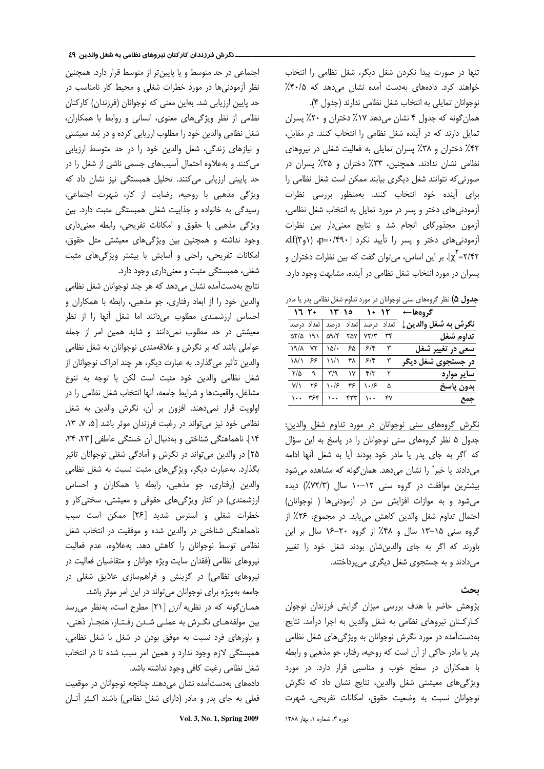تنها در صورت پیدا نکردن شغل دیگر، شغل نظامی را انتخاب خواهند کرد. داده‌های به‌دست آمده نشان می‌دهد که ۴۰/۵٪ نوجوانان تمایلی به انتخاب شغل نظامی ندارند (جدول ۴).

همان‌گونه که جدول ۴ نشان می‌دهد ۱۷٪ دختران و ۲۰٪ پسران تمایل دارند که در آینده شغل نظامی را انتخاب کنند. در مقابل، ۴۲٪ دختران و ۳۸٪ پسران تمایلی به فعالیت شغلی در نیروهای نظامی نشان ندادند. همچنین، ۳۳٪ دختران و ۳۵٪ پسران در صورتی‌که نتوانند شغل دیگری بیابند ممکن است شغل نظامی را برای آینده خود انتخاب کنند. به‌منظور بررسی نظرات آزمودنی‌های دختر و پسر در مورد تمایل به انتخاب شغل نظامی، آزمون مجذورکای انجام شد و نتایج معنی‌دار بین نظرات آزمودنی‌های دختر و پسر را تأیید نکرد [$p=۰/۴۹۰$، $df(۳)$، ($۱$و$\chi^2=۲/۴۲$]. بر این اساس، می‌توان گفت که بین نظرات دختران و پسران در مورد انتخاب شغل نظامی در آینده، مشابهت وجود دارد.

**جدول ۵)** نظر گروه‌های سنی نوجوانان در مورد تداوم شغل نظامی پدر یا مادر

| گروه‌ها← | ۱۲-۱۰ | | ۱۵-۱۳ | | ۲۰-۱۶ | |
|---|---|---|---|---|---|---|
| **نگرش به شغل والدین↓** | تعداد | درصد | تعداد | درصد | تعداد | درصد |
| **تداوم شغل** | ۳۴ | ۷۲/۳ | ۲۵۷ | ۵۹/۴ | ۱۹۱ | ۵۲/۵ |
| **سعی در تغییر شغل** | ۳ | ۶/۴ | ۶۵ | ۱۵/۰ | ۷۲ | ۱۹/۸ |
| **در جستجوی شغل دیگر** | ۳ | ۶/۴ | ۴۸ | ۱۱/۱ | ۶۶ | ۱۸/۱ |
| **سایر موارد** | ۲ | ۴/۳ | ۱۷ | ۳/۹ | ۹ | ۲/۵ |
| **بدون پاسخ** | ۵ | ۱۰/۶ | ۴۶ | ۱۰/۶ | ۲۶ | ۷/۱ |
| **جمع** | ۴۷ | ۱۰۰ | ۴۳۳ | ۱۰۰ | ۳۶۴ | ۱۰۰ |

نگرش گروه‌های سنی نوجوانان در مورد تداوم شغل والدین:
جدول ۵ نظر گروه‌های سنی نوجوانان را در پاسخ به این سؤال که "اگر به جای پدر یا مادر خود بودند آیا به شغل آنها ادامه می‌دادند یا خیر" را نشان می‌دهد. همان‌گونه که مشاهده می‌شود بیشترین موافقت در گروه سنی ۱۲-۱۰ سال (۷۲/۳٪) دیده می‌شود و به موازات افزایش سن در آزمودنی‌ها ( نوجوانان) احتمال تداوم شغل والدین کاهش می‌یابد. در مجموع، ۲۶٪ از گروه سنی ۱۵-۱۳ سال و ۴۸٪ از گروه ۲۰-۱۶ سال بر این باورند که اگر به جای والدین‌شان بودند شغل خود را تغییر می‌دادند و به جستجوی شغل دیگری می‌پرداختند.

## بحث

پژوهش حاضر با هدف بررسی میزان گرایش فرزندان نوجوان کارکنان نیروهای نظامی به شغل والدین به اجرا درآمد. نتایج به‌دست‌آمده در مورد نگرش نوجوانان به ویژگی‌های شغل نظامی پدر یا مادر حاکی از آن است که روحیه، رفتار، جو مذهبی و رابطه با همکاران در سطح خوب و مناسبی قرار دارد. در مورد ویژگی‌های معیشتی شغل والدین، نتایج نشان داد که نگرش نوجوانان نسبت به وضعیت حقوق، امکانات تفریحی، شهرت اجتماعی در حد متوسط و یا پایین‌تر از متوسط قرار دارد. همچنین نظر آزمودنی‌ها در مورد خطرات شغلی و محیط کار نامناسب در حد پایین ارزیابی شد. به‌این معنی که نوجوانان (فرزندان) کارکنان نظامی از نظر ویژگی‌های معنوی، انسانی و روابط با همکاران، شغل نظامی والدین خود را مطلوب ارزیابی کرده و در بُعد معیشتی و نیازهای زندگی، شغل والدین خود را در حد متوسط ارزیابی می‌کنند و به‌علاوه احتمال آسیب‌های جسمی ناشی از شغل را در حد پایینی ارزیابی می‌کنند. تحلیل همبستگی نیز نشان داد که ویژگی مذهبی با روحیه، رضایت از کار، شهرت اجتماعی، رسیدگی به خانواده و جذابیت شغلی همبستگی مثبت دارد. بین ویژگی مذهبی با حقوق و امکانات تفریحی، رابطه معنی‌داری وجود نداشته و همچنین بین ویژگی‌های معیشتی مثل حقوق، امکانات تفریحی، راحتی و آسایش با بیشتر ویژگی‌های مثبت شغلی، همبستگی مثبت و معنی‌داری وجود دارد.

نتایج به‌دست‌آمده نشان می‌دهد که هر چند نوجوانان شغل نظامی والدین خود را از ابعاد رفتاری، جو مذهبی، رابطه با همکاران و احساس ارزشمندی مطلوب می‌دانند اما شغل آنها را از نظر معیشتی در حد مطلوب نمی‌دانند و شاید همین امر از جمله عواملی باشد که بر نگرش و علاقه‌مندی نوجوانان به شغل نظامی والدین تأثیر می‌گذارد. به عبارت دیگر، هر چند ادراک نوجوانان از شغل نظامی والدین خود مثبت است لکن با توجه به تنوع مشاغل، واقعیت‌ها و شرایط جامعه، آنها انتخاب شغل نظامی را در اولویت قرار نمی‌دهند. افزون بر آن، نگرش والدین به شغل نظامی خود نیز می‌تواند در رغبت فرزندان موثر باشد [۵، ۷، ۱۳، ۱۴]. ناهماهنگی شناختی و به‌دنبال آن خستگی عاطفی [۲۳، ۲۴، ۲۵] در والدین می‌تواند در نگرش و آمادگی شغلی نوجوانان تاثیر بگذارد. به‌عبارت دیگر، ویژگی‌های مثبت نسبت به شغل نظامی والدین (رفتاری، جو مذهبی، رابطه با همکاران و احساس ارزشمندی) در کنار ویژگی‌های حقوقی و معیشتی، سختی‌کار و خطرات شغلی و استرس شدید [۲۶] ممکن است سبب ناهماهنگی شناختی در والدین شده و موفقیت در انتخاب شغل نظامی توسط نوجوانان را کاهش دهد. به‌علاوه، عدم فعالیت نیروهای نظامی (فقدان سایت ویژه جوانان و متقاضیان فعالیت در نیروهای نظامی) در گزینش و فراهم‌سازی علایق شغلی در جامعه به‌ویژه برای نوجوانان می‌تواند در این امر موثر باشد.

همان‌گونه که در نظریه *آزن* [۲۱] مطرح است، به‌نظر می‌رسد بین مولفه‌های نگرش به عملی شدن رفتار، هنجار ذهنی، و باورهای فرد نسبت به موفق بودن در شغل با شغل نظامی، همبستگی لازم وجود ندارد و همین امر سبب شده تا در انتخاب شغل نظامی رغبت کافی وجود نداشته باشد.

داده‌های به‌دست‌آمده نشان می‌دهند چنانچه نوجوانان در موقعیت فعلی به جای پدر و مادر (دارای شغل نظامی) باشند اکثر آنان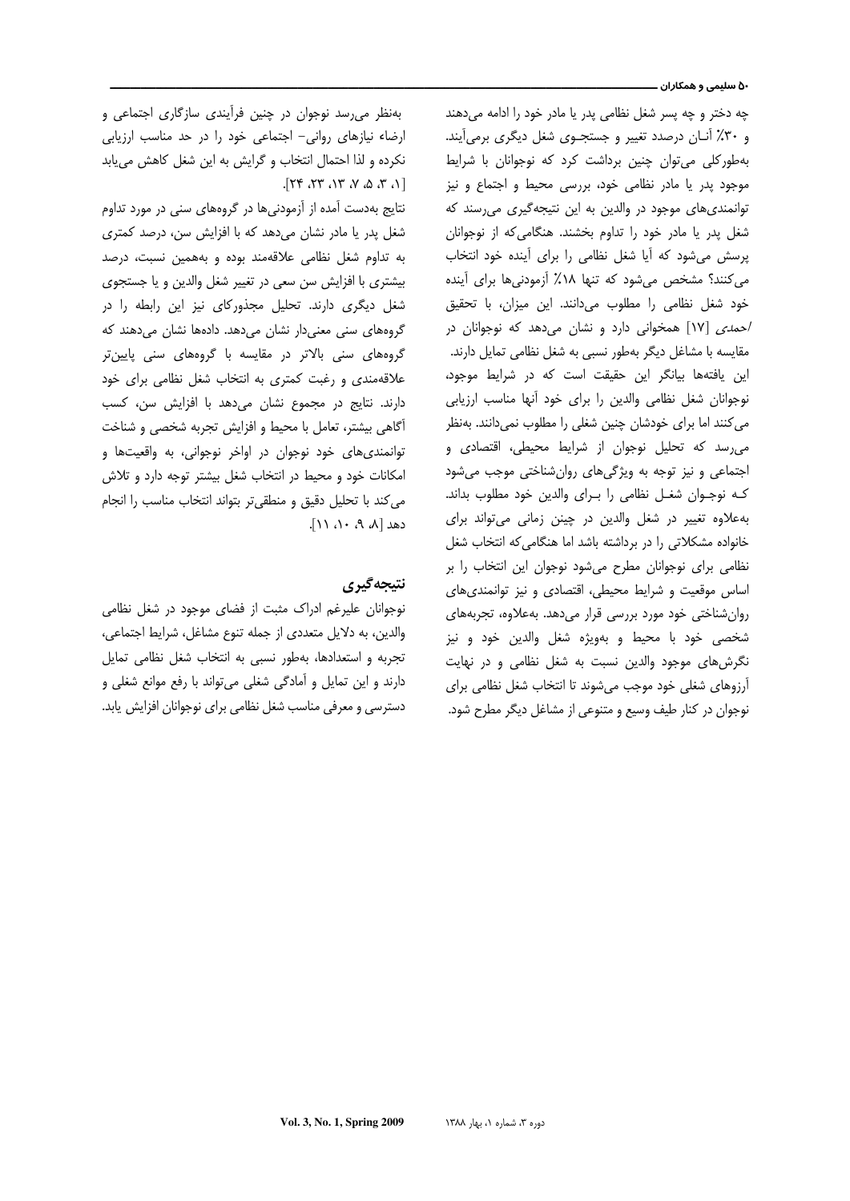چه دختر و چه پسر شغل نظامی پدر یا مادر خود را ادامه می‌دهند و ۳۰٪ آنـان درصدد تغییر و جستجـوی شغل دیگری برمی‌آیند. به‌طورکلی می‌توان چنین برداشت کرد که نوجوانان با شرایط موجود پدر یا مادر نظامی خود، بررسی محیط و اجتماع و نیز توانمندی‌های موجود در والدین به این نتیجه‌گیری می‌رسند که شغل پدر یا مادر خود را تداوم بخشند. هنگامی‌که از نوجوانان پرسش می‌شود که آیا شغل نظامی را برای آینده خود انتخاب می‌کنند؟ مشخص می‌شود که تنها ۱۸٪ آزمودنی‌ها برای آینده خود شغل نظامی را مطلوب می‌دانند. این میزان، با تحقیق *احمدی* [۱۷] همخوانی دارد و نشان می‌دهد که نوجوانان در مقایسه با مشاغل دیگر به‌طور نسبی به شغل نظامی تمایل دارند. این یافته‌ها بیانگر این حقیقت است که در شرایط موجود، نوجوانان شغل نظامی والدین را برای خود آنها مناسب ارزیابی می‌کنند اما برای خودشان چنین شغلی را مطلوب نمی‌دانند. به‌نظر می‌رسد که تحلیل نوجوان از شرایط محیطی، اقتصادی و اجتماعی و نیز توجه به ویژگی‌های روان‌شناختی موجب می‌شود کـه نوجـوان شغـل نظامی را بـرای والدین خود مطلوب بداند. به‌علاوه تغییر در شغل والدین در چنین زمانی می‌تواند برای خانواده مشکلاتی را در برداشته باشد اما هنگامی‌که انتخاب شغل نظامی برای نوجوانان مطرح می‌شود نوجوان این انتخاب را بر اساس موقعیت و شرایط محیطی، اقتصادی و نیز توانمندی‌های روان‌شناختی خود مورد بررسی قرار می‌دهد. به‌علاوه، تجربه‌های شخصی خود با محیط و به‌ویژه شغل والدین خود و نیز نگرش‌های موجود والدین نسبت به شغل نظامی و در نهایت آرزوهای شغلی خود موجب می‌شوند تا انتخاب شغل نظامی برای نوجوان در کنار طیف وسیع و متنوعی از مشاغل دیگر مطرح شود.

به‌نظر می‌رسد نوجوان در چنین فرآیندی سازگاری اجتماعی و ارضاء نیازهای روانی- اجتماعی خود را در حد مناسب ارزیابی نکرده و لذا احتمال انتخاب و گرایش به این شغل کاهش می‌یابد [۱، ۳، ۵، ۷، ۱۳، ۲۳، ۲۴].

نتایج به‌دست آمده از آزمودنی‌ها در گروه‌های سنی در مورد تداوم شغل پدر یا مادر نشان می‌دهد که با افزایش سن، درصد کمتری به تداوم شغل نظامی علاقه‌مند بوده و به‌همین نسبت، درصد بیشتری با افزایش سن سعی در تغییر شغل والدین و یا جستجوی شغل دیگری دارند. تحلیل مجذورکای نیز این رابطه را در گروه‌های سنی معنی‌دار نشان می‌دهد. داده‌ها نشان می‌دهند که گروه‌های سنی بالاتر در مقایسه با گروه‌های سنی پایین‌تر علاقه‌مندی و رغبت کمتری به انتخاب شغل نظامی برای خود دارند. نتایج در مجموع نشان می‌دهد با افزایش سن، کسب آگاهی بیشتر، تعامل با محیط و افزایش تجربه شخصی و شناخت توانمندی‌های خود نوجوان در اواخر نوجوانی، به واقعیت‌ها و امکانات خود و محیط در انتخاب شغل بیشتر توجه دارد و تلاش می‌کند با تحلیل دقیق و منطقی‌تر بتواند انتخاب مناسب را انجام دهد [۸، ۹، ۱۰، ۱۱].

## نتیجه‌گیری

نوجوانان علیرغم ادراک مثبت از فضای موجود در شغل نظامی والدین، به دلایل متعددی از جمله تنوع مشاغل، شرایط اجتماعی، تجربه و استعدادها، به‌طور نسبی به انتخاب شغل نظامی تمایل دارند و این تمایل و آمادگی شغلی می‌تواند با رفع موانع شغلی و دسترسی و معرفی مناسب شغل نظامی برای نوجوانان افزایش یابد.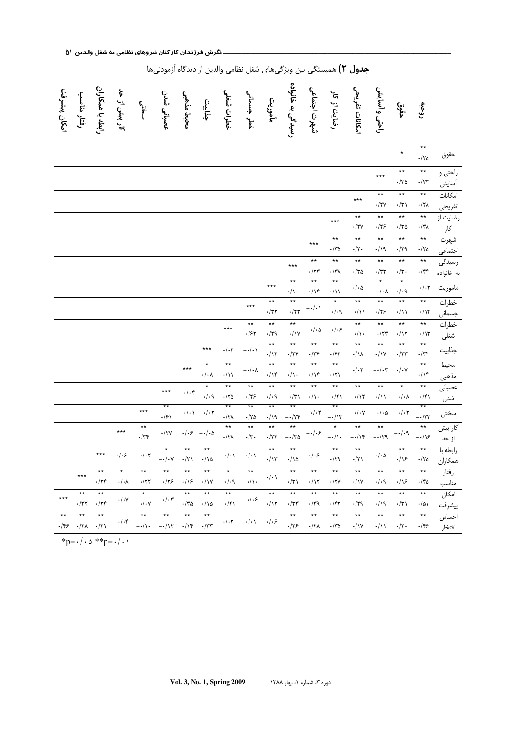**جدول ۲)** همبستگی بین ویژگی‌های شغل نظامی والدین از دیدگاه آزمودنی‌ها

| | روحیه | حقوق | راحتی و آسایش | امکانات تفریحی | رضایت از کار | شهرت اجتماعی | رسیدگی به خانواده | ماموریت | خطر جسمانی | خطرات شغلی | جذابیت | محیط مذهبی | عصبانی شدن | سختی | کار بیش از حد | رابطه با همکاران | رفتار مناسب | امکان پیشرفت |
|---|---|---|---|---|---|---|---|---|---|---|---|---|---|---|---|---|---|---|
| حقوق | ۰/۲۵** | * | | | | | | | | | | | | | | | | |
| راحتی و آسایش | ۰/۲۳** | ۰/۳۵** | *** | | | | | | | | | | | | | | | |
| امکانات تفریحی | ۰/۲۸** | ۰/۳۱** | ۰/۲۷** | *** | | | | | | | | | | | | | | |
| رضایت از کار | ۰/۳۸** | ۰/۳۵** | ۰/۲۶** | ۰/۲۷** | *** | | | | | | | | | | | | | |
| شهرت اجتماعی | ۰/۲۵** | ۰/۲۹** | ۰/۱۹** | ۰/۲۰** | ۰/۳۵** | *** | | | | | | | | | | | | |
| رسیدگی به خانواده | ۰/۴۴** | ۰/۳۰** | ۰/۳۳** | ۰/۳۵** | ۰/۳۸** | ۰/۲۳** | *** | | | | | | | | | | | |
| ماموریت | -۰/۰۲ | ۰/۰۹* | -۰/۰۸* | ۰/۰۵ | ۰/۱۱** | ۰/۱۴** | ۰/۱۰** | *** | | | | | | | | | | |
| خطرات جسمانی | -۰/۱۴** | ۰/۱۱** | ۰/۲۶** | -۰/۱۱** | -۰/۰۹* | -۰/۰۱ | -۰/۲۳** | ۰/۳۲** | *** | | | | | | | | | |
| خطرات شغلی | -۰/۱۳** | ۰/۱۲** | -۰/۲۳** | -۰/۱۰** | -۰/۰۶ | -۰/۰۵ | -۰/۱۷** | ۰/۲۹** | ۰/۶۲** | *** | | | | | | | | |
| جذابیت | ۰/۳۲** | ۰/۲۳** | ۰/۱۷** | ۰/۱۸** | ۰/۴۲** | ۰/۳۴** | ۰/۲۴** | ۰/۱۲** | -۰/۰۱ | ۰/۰۲ | *** | | | | | | | |
| محیط مذهبی | ۰/۱۴** | ۰/۰۷ | -۰/۰۳ | ۰/۰۲ | ۰/۲۱** | ۰/۱۴** | ۰/۱۰** | ۰/۱۴** | -۰/۰۸ | ۰/۱۱** | ۰/۰۸* | *** | | | | | | |
| عصبانی شدن | -۰/۴۱** | -۰/۰۸* | ۰/۱۱** | -۰/۱۲** | -۰/۲۱** | ۰/۱۰** | -۰/۳۱** | ۰/۰۹** | ۰/۲۶** | ۰/۲۵** | -۰/۰۹* | -۰/۰۴ | *** | | | | | |
| سختی | -۰/۳۳** | -۰/۰۲ | -۰/۰۵ | -۰/۰۷ | -۰/۱۳** | -۰/۰۳ | -۰/۲۴** | ۰/۱۹** | ۰/۲۵** | ۰/۲۸** | -۰/۰۲ | -۰/۰۱ | ۰/۶۱** | *** | | | | |
| کار بیش از حد | -۰/۱۶** | -۰/۰۹ | -۰/۲۹** | -۰/۱۴** | -۰/۱۰* | -۰/۰۶ | -۰/۳۵** | ۰/۲۲** | ۰/۳۰** | ۰/۲۸** | -۰/۰۵ | ۰/۰۶ | ۰/۲۷ | ۰/۳۴** | *** | | | |
| رابطه با همکاران | ۰/۲۵** | ۰/۱۶** | ۰/۰۵ | ۰/۲۱** | ۰/۲۹** | ۰/۰۶ | ۰/۱۵** | ۰/۱۳** | ۰/۰۱ | -۰/۰۱ | ۰/۱۵** | ۰/۲۱** | -۰/۰۷* | -۰/۰۲ | ۰/۰۶ | *** | | |
| رفتار مناسب | ۰/۴۵** | ۰/۱۶** | ۰/۰۹ | ۰/۱۷** | ۰/۲۷** | ۰/۱۲** | ۰/۳۱** | ۰/۰۱ | -۰/۱۰** | -۰/۰۹* | ۰/۱۷** | ۰/۱۶** | -۰/۲۶** | -۰/۲۲** | -۰/۰۸* | ۰/۲۴** | *** | |
| امکان پیشرفت | ۰/۵۱** | ۰/۳۱** | ۰/۱۹** | ۰/۲۹** | ۰/۴۲** | ۰/۳۹** | ۰/۳۳** | ۰/۱۲** | -۰/۰۶ | -۰/۲۱** | ۰/۱۵** | ۰/۳۵** | -۰/۰۳ | -۰/۰۷* | -۰/۰۷ | ۰/۲۴** | ۰/۳۲** | *** |
| احساس افتخار | ۰/۴۶** | ۰/۲۰** | ۰/۱۱** | ۰/۱۷** | ۰/۳۵** | ۰/۲۸** | ۰/۲۶** | ۰/۰۶ | ۰/۰۱ | ۰/۰۲ | ۰/۳۳** | ۰/۱۴** | -۰/۱۲** | -۰/۱۰** | -۰/۰۴ | ۰/۲۱** | ۰/۲۸** | ۰/۴۶** |

*p=۰/۰۵ **p=۰/۰۱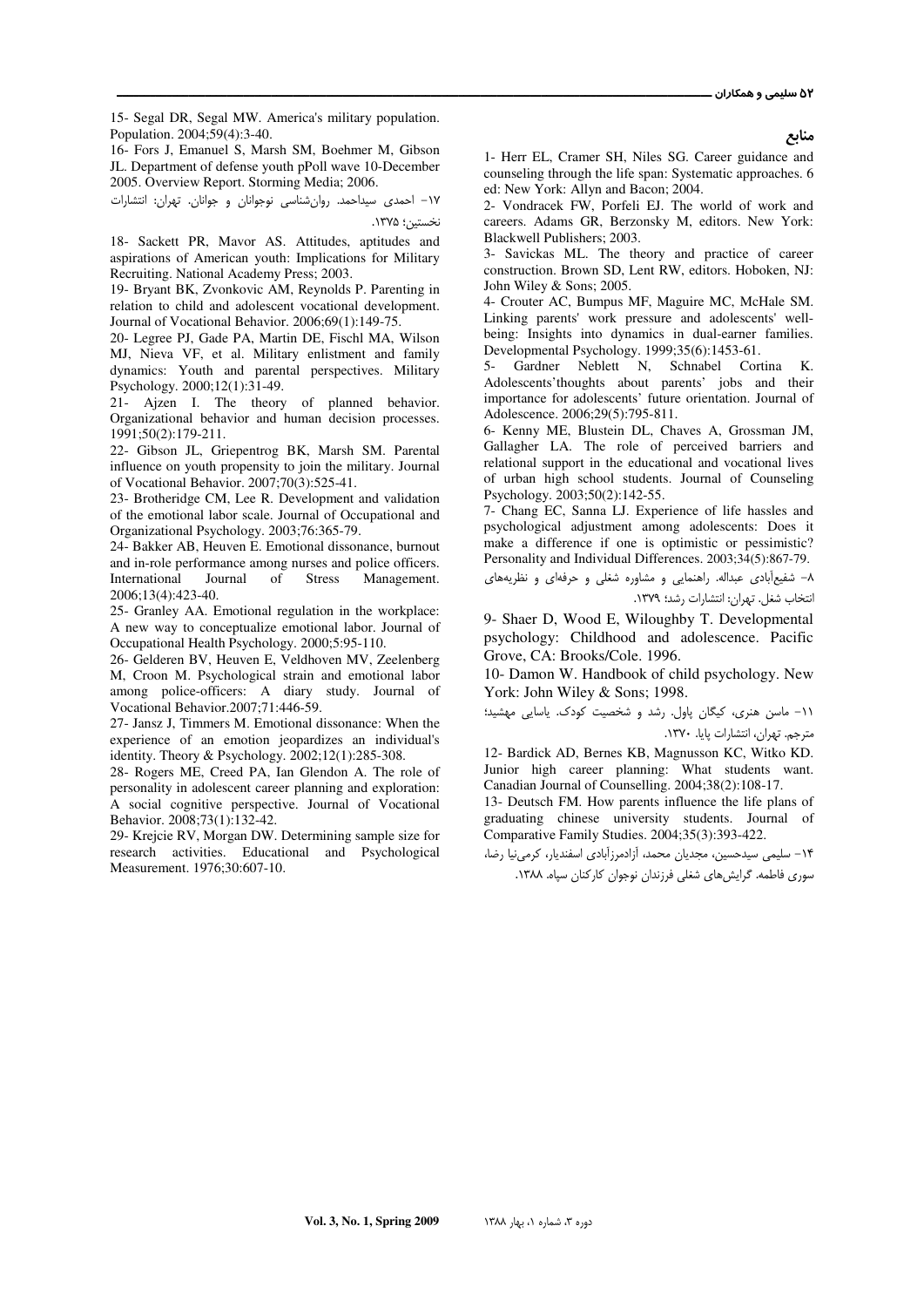## منابع

1- Herr EL, Cramer SH, Niles SG. Career guidance and counseling through the life span: Systematic approaches. 6 ed: New York: Allyn and Bacon; 2004.

2- Vondracek FW, Porfeli EJ. The world of work and careers. Adams GR, Berzonsky M, editors. New York: Blackwell Publishers; 2003.

3- Savickas ML. The theory and practice of career construction. Brown SD, Lent RW, editors. Hoboken, NJ: John Wiley & Sons; 2005.

4- Crouter AC, Bumpus MF, Maguire MC, McHale SM. Linking parents' work pressure and adolescents' well-being: Insights into dynamics in dual-earner families. Developmental Psychology. 1999;35(6):1453-61.

5- Gardner Neblett N, Schnabel Cortina K. Adolescents'thoughts about parents' jobs and their importance for adolescents' future orientation. Journal of Adolescence. 2006;29(5):795-811.

6- Kenny ME, Blustein DL, Chaves A, Grossman JM, Gallagher LA. The role of perceived barriers and relational support in the educational and vocational lives of urban high school students. Journal of Counseling Psychology. 2003;50(2):142-55.

7- Chang EC, Sanna LJ. Experience of life hassles and psychological adjustment among adolescents: Does it make a difference if one is optimistic or pessimistic? Personality and Individual Differences. 2003;34(5):867-79.

۸- شفیع‌آبادی عبداله. راهنمایی و مشاوره شغلی و حرفه‌ای و نظریه‌های انتخاب شغل. تهران: انتشارات رشد؛ ۱۳۷۹.

9- Shaer D, Wood E, Wiloughby T. Developmental psychology: Childhood and adolescence. Pacific Grove, CA: Brooks/Cole. 1996.

10- Damon W. Handbook of child psychology. New York: John Wiley & Sons; 1998.

۱۱- ماسن هنری، کیگان پاول. رشد و شخصیت کودک. یاسایی مهشید؛ مترجم. تهران، انتشارات پایا. ۱۳۷۰.

12- Bardick AD, Bernes KB, Magnusson KC, Witko KD. Junior high career planning: What students want. Canadian Journal of Counselling. 2004;38(2):108-17.

13- Deutsch FM. How parents influence the life plans of graduating chinese university students. Journal of Comparative Family Studies. 2004;35(3):393-422.

۱۴- سلیمی سیدحسین، مجدیان محمد، آزادمرزآبادی اسفندیار، کرمی‌نیا رضا، سوری فاطمه. گرایش‌های شغلی فرزندان نوجوان کارکنان سپاه. ۱۳۸۸.

15- Segal DR, Segal MW. America's military population. Population. 2004;59(4):3-40.

16- Fors J, Emanuel S, Marsh SM, Boehmer M, Gibson JL. Department of defense youth pPoll wave 10-December 2005. Overview Report. Storming Media; 2006.

۱۷- احمدی سیداحمد. روان‌شناسی نوجوانان و جوانان. تهران: انتشارات نخستین؛ ۱۳۷۵.

18- Sackett PR, Mavor AS. Attitudes, aptitudes and aspirations of American youth: Implications for Military Recruiting. National Academy Press; 2003.

19- Bryant BK, Zvonkovic AM, Reynolds P. Parenting in relation to child and adolescent vocational development. Journal of Vocational Behavior. 2006;69(1):149-75.

20- Legree PJ, Gade PA, Martin DE, Fischl MA, Wilson MJ, Nieva VF, et al. Military enlistment and family dynamics: Youth and parental perspectives. Military Psychology. 2000;12(1):31-49.

21- Ajzen I. The theory of planned behavior. Organizational behavior and human decision processes. 1991;50(2):179-211.

22- Gibson JL, Griepentrog BK, Marsh SM. Parental influence on youth propensity to join the military. Journal of Vocational Behavior. 2007;70(3):525-41.

23- Brotheridge CM, Lee R. Development and validation of the emotional labor scale. Journal of Occupational and Organizational Psychology. 2003;76:365-79.

24- Bakker AB, Heuven E. Emotional dissonance, burnout and in-role performance among nurses and police officers. International Journal of Stress Management. 2006;13(4):423-40.

25- Granley AA. Emotional regulation in the workplace: A new way to conceptualize emotional labor. Journal of Occupational Health Psychology. 2000;5:95-110.

26- Gelderen BV, Heuven E, Veldhoven MV, Zeelenberg M, Croon M. Psychological strain and emotional labor among police-officers: A diary study. Journal of Vocational Behavior.2007;71:446-59.

27- Jansz J, Timmers M. Emotional dissonance: When the experience of an emotion jeopardizes an individual's identity. Theory & Psychology. 2002;12(1):285-308.

28- Rogers ME, Creed PA, Ian Glendon A. The role of personality in adolescent career planning and exploration: A social cognitive perspective. Journal of Vocational Behavior. 2008;73(1):132-42.

29- Krejcie RV, Morgan DW. Determining sample size for research activities. Educational and Psychological Measurement. 1976;30:607-10.